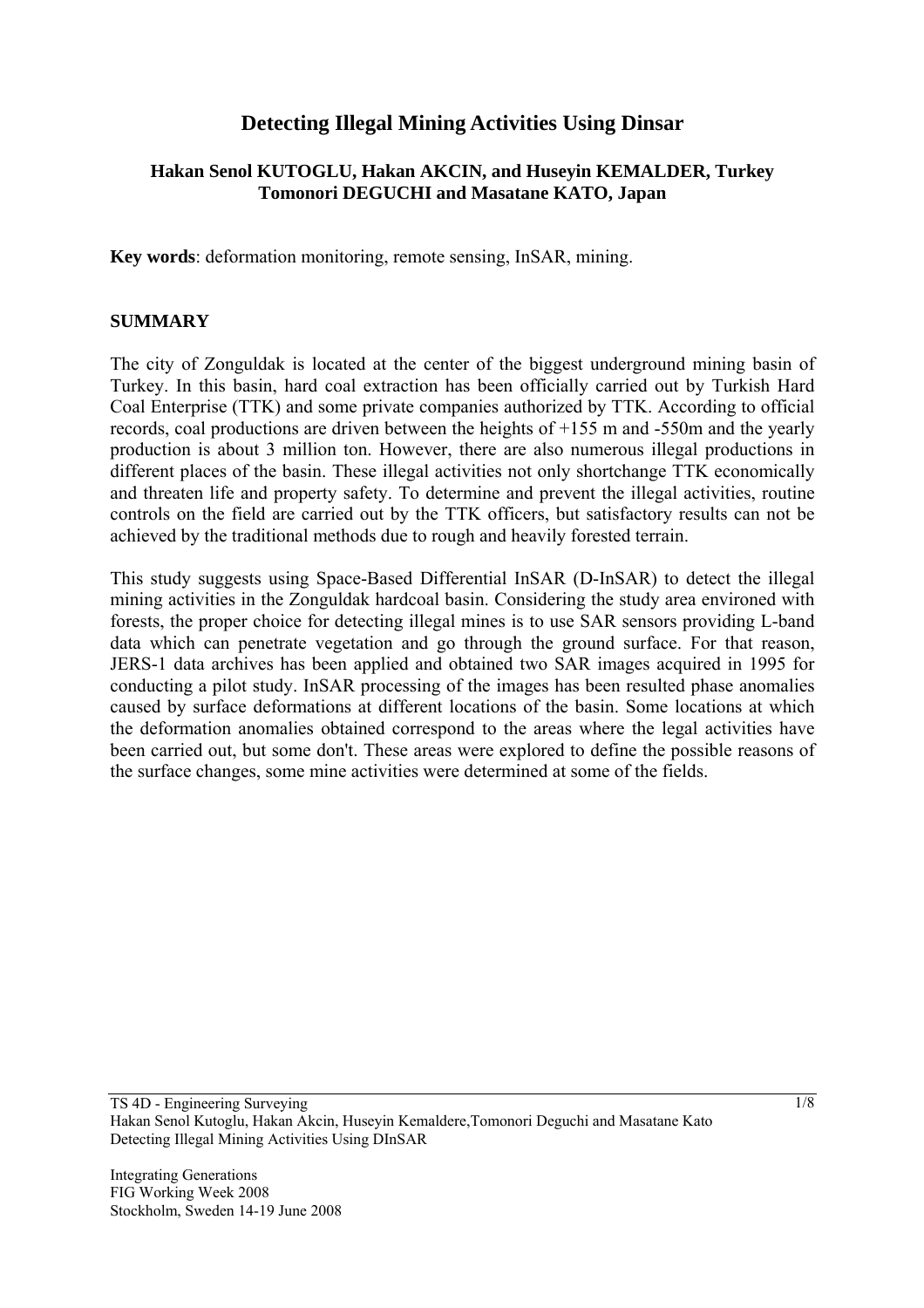# Detecting Illegal Mining Activities Using Dinsar

**Hakan Senol KUTOGLU, Hakan AKCIN, and Huseyin KEMALDER, Turkey**
**Tomonori DEGUCHI and Masatane KATO, Japan**

**Key words**: deformation monitoring, remote sensing, InSAR, mining.

## SUMMARY

The city of Zonguldak is located at the center of the biggest underground mining basin of Turkey. In this basin, hard coal extraction has been officially carried out by Turkish Hard Coal Enterprise (TTK) and some private companies authorized by TTK. According to official records, coal productions are driven between the heights of +155 m and -550m and the yearly production is about 3 million ton. However, there are also numerous illegal productions in different places of the basin. These illegal activities not only shortchange TTK economically and threaten life and property safety. To determine and prevent the illegal activities, routine controls on the field are carried out by the TTK officers, but satisfactory results can not be achieved by the traditional methods due to rough and heavily forested terrain.

This study suggests using Space-Based Differential InSAR (D-InSAR) to detect the illegal mining activities in the Zonguldak hardcoal basin. Considering the study area environed with forests, the proper choice for detecting illegal mines is to use SAR sensors providing L-band data which can penetrate vegetation and go through the ground surface. For that reason, JERS-1 data archives has been applied and obtained two SAR images acquired in 1995 for conducting a pilot study. InSAR processing of the images has been resulted phase anomalies caused by surface deformations at different locations of the basin. Some locations at which the deformation anomalies obtained correspond to the areas where the legal activities have been carried out, but some don't. These areas were explored to define the possible reasons of the surface changes, some mine activities were determined at some of the fields.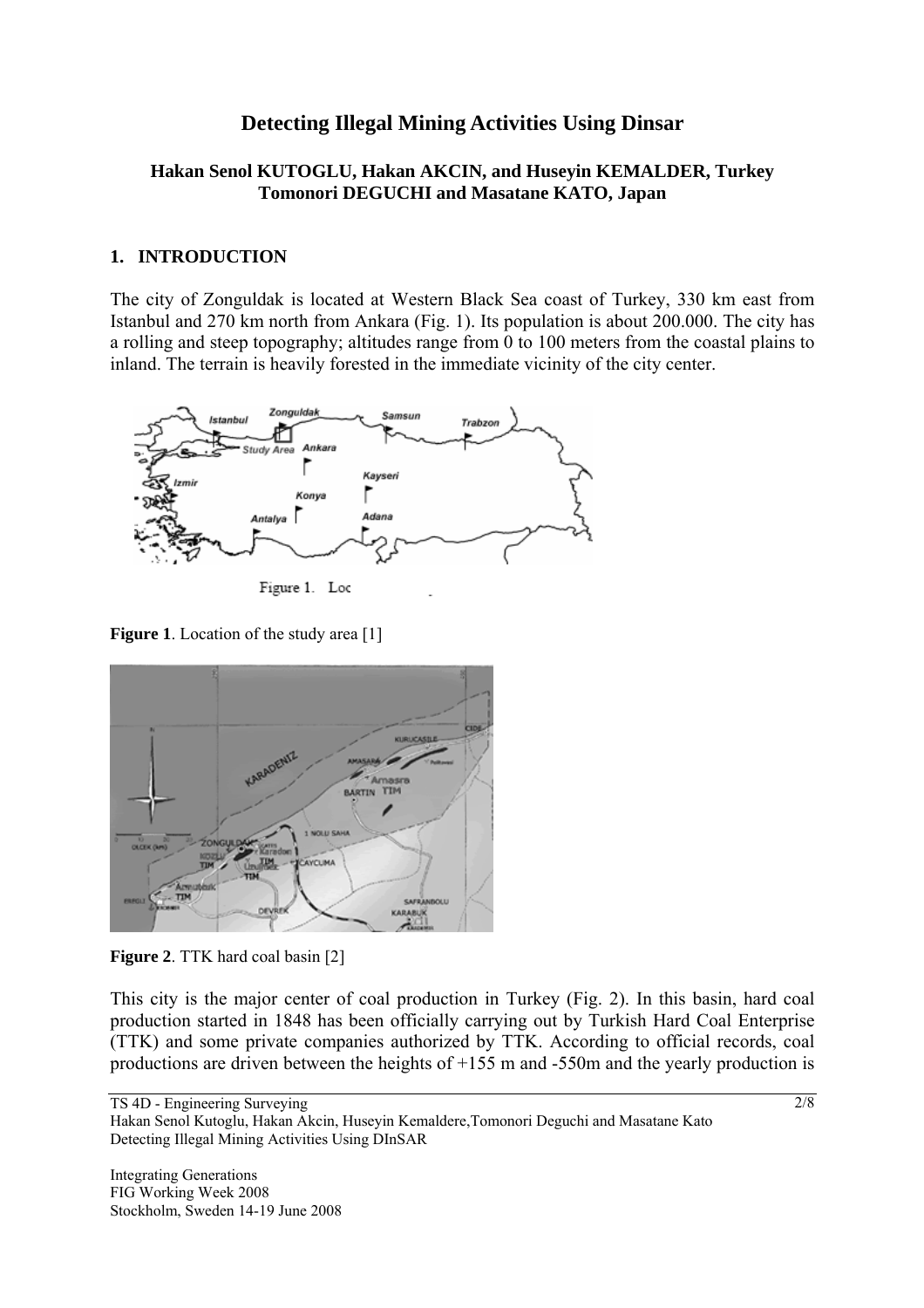# Detecting Illegal Mining Activities Using Dinsar

**Hakan Senol KUTOGLU, Hakan AKCIN, and Huseyin KEMALDER, Turkey**
**Tomonori DEGUCHI and Masatane KATO, Japan**

## 1. INTRODUCTION

The city of Zonguldak is located at Western Black Sea coast of Turkey, 330 km east from Istanbul and 270 km north from Ankara (Fig. 1). Its population is about 200.000. The city has a rolling and steep topography; altitudes range from 0 to 100 meters from the coastal plains to inland. The terrain is heavily forested in the immediate vicinity of the city center.

**Figure 1**. Location of the study area [1]

**Figure 2**. TTK hard coal basin [2]

This city is the major center of coal production in Turkey (Fig. 2). In this basin, hard coal production started in 1848 has been officially carrying out by Turkish Hard Coal Enterprise (TTK) and some private companies authorized by TTK. According to official records, coal productions are driven between the heights of +155 m and -550m and the yearly production is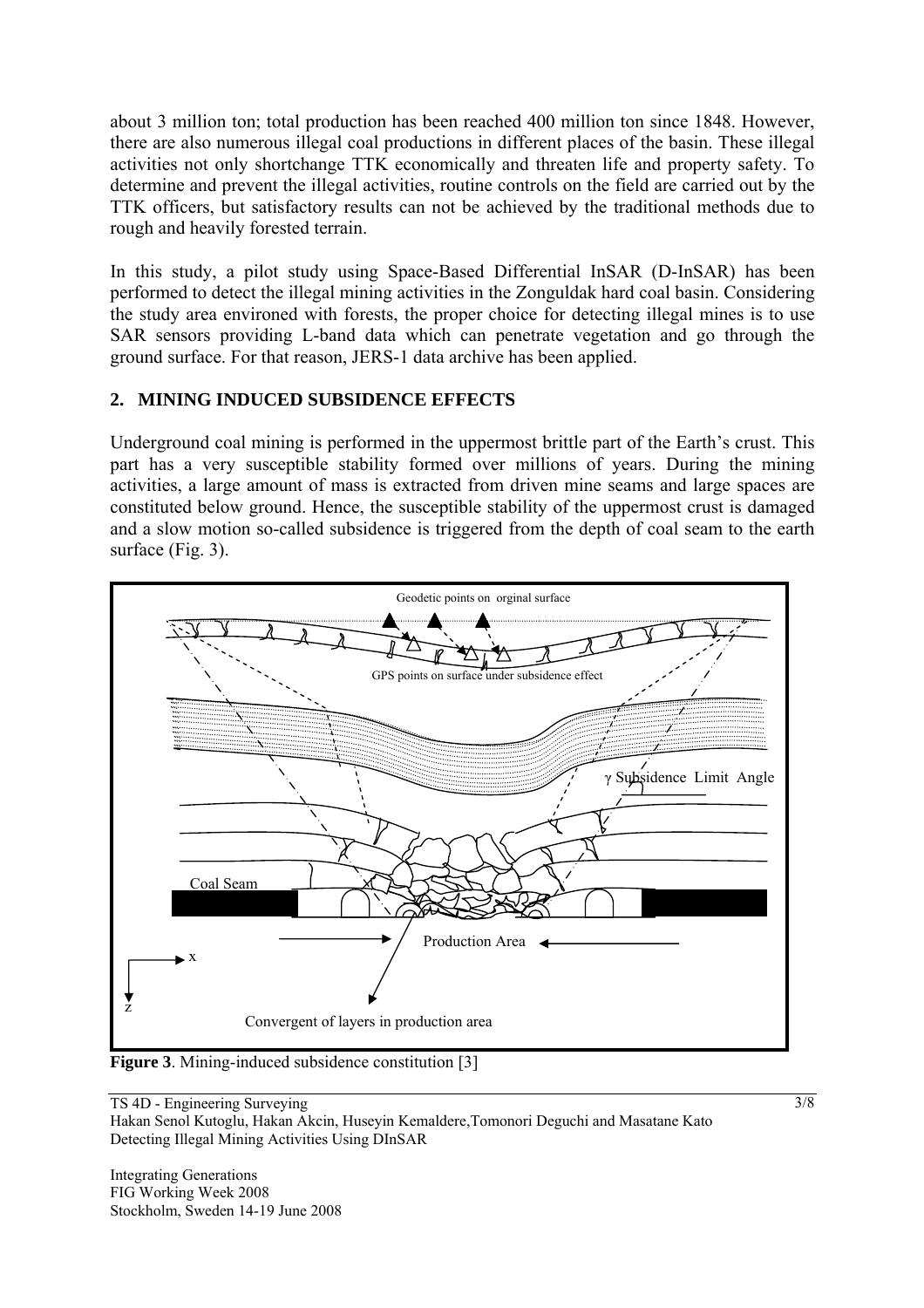about 3 million ton; total production has been reached 400 million ton since 1848. However, there are also numerous illegal coal productions in different places of the basin. These illegal activities not only shortchange TTK economically and threaten life and property safety. To determine and prevent the illegal activities, routine controls on the field are carried out by the TTK officers, but satisfactory results can not be achieved by the traditional methods due to rough and heavily forested terrain.

In this study, a pilot study using Space-Based Differential InSAR (D-InSAR) has been performed to detect the illegal mining activities in the Zonguldak hard coal basin. Considering the study area environed with forests, the proper choice for detecting illegal mines is to use SAR sensors providing L-band data which can penetrate vegetation and go through the ground surface. For that reason, JERS-1 data archive has been applied.

## 2. MINING INDUCED SUBSIDENCE EFFECTS

Underground coal mining is performed in the uppermost brittle part of the Earth's crust. This part has a very susceptible stability formed over millions of years. During the mining activities, a large amount of mass is extracted from driven mine seams and large spaces are constituted below ground. Hence, the susceptible stability of the uppermost crust is damaged and a slow motion so-called subsidence is triggered from the depth of coal seam to the earth surface (Fig. 3).

**Figure 3**. Mining-induced subsidence constitution [3]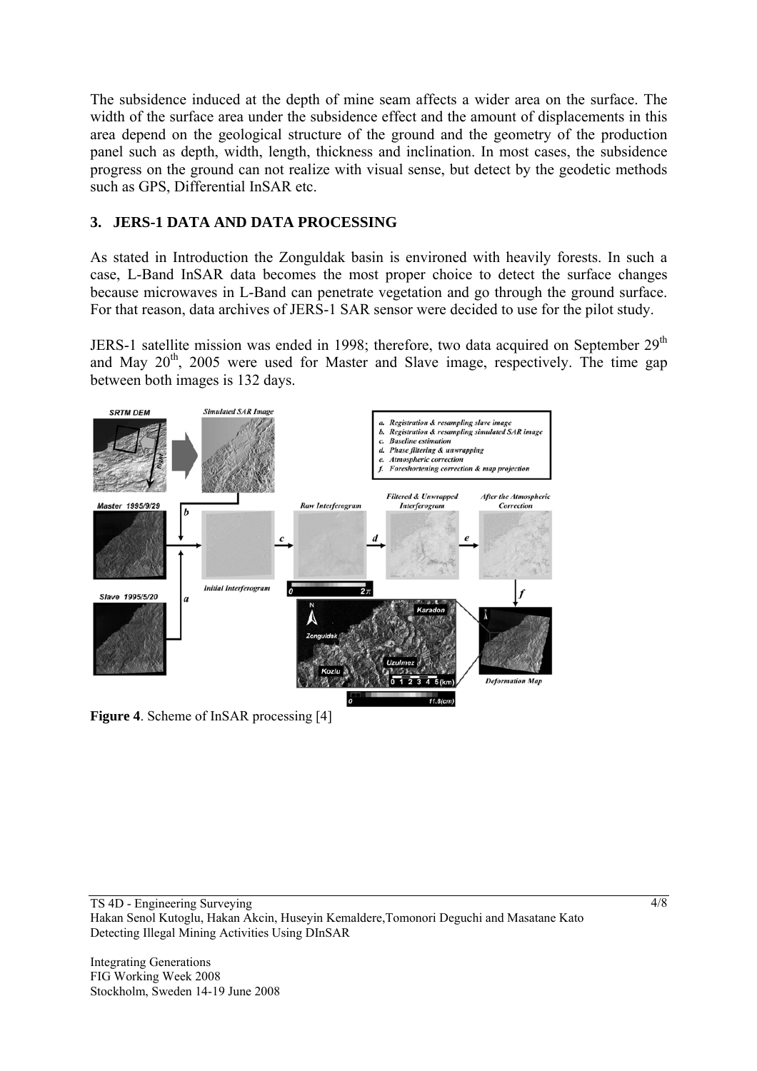The subsidence induced at the depth of mine seam affects a wider area on the surface. The width of the surface area under the subsidence effect and the amount of displacements in this area depend on the geological structure of the ground and the geometry of the production panel such as depth, width, length, thickness and inclination. In most cases, the subsidence progress on the ground can not realize with visual sense, but detect by the geodetic methods such as GPS, Differential InSAR etc.

## 3. JERS-1 DATA AND DATA PROCESSING

As stated in Introduction the Zonguldak basin is environed with heavily forests. In such a case, L-Band InSAR data becomes the most proper choice to detect the surface changes because microwaves in L-Band can penetrate vegetation and go through the ground surface. For that reason, data archives of JERS-1 SAR sensor were decided to use for the pilot study.

JERS-1 satellite mission was ended in 1998; therefore, two data acquired on September 29th and May 20th, 2005 were used for Master and Slave image, respectively. The time gap between both images is 132 days.

**Figure 4**. Scheme of InSAR processing [4]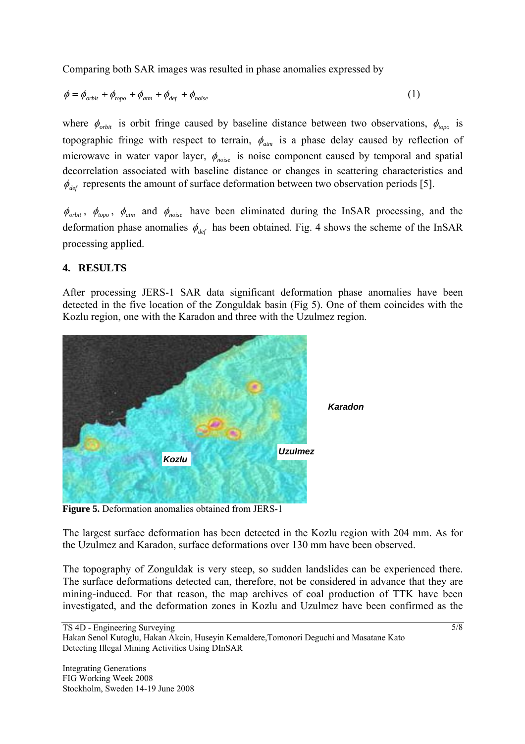Comparing both SAR images was resulted in phase anomalies expressed by

$$\phi = \phi_{orbit} + \phi_{topo} + \phi_{atm} + \phi_{def} + \phi_{noise} \tag{1}$$

where $\phi_{orbit}$ is orbit fringe caused by baseline distance between two observations, $\phi_{topo}$ is topographic fringe with respect to terrain, $\phi_{atm}$ is a phase delay caused by reflection of microwave in water vapor layer, $\phi_{noise}$ is noise component caused by temporal and spatial decorrelation associated with baseline distance or changes in scattering characteristics and $\phi_{def}$ represents the amount of surface deformation between two observation periods [5].

$\phi_{orbit}$, $\phi_{topo}$, $\phi_{atm}$ and $\phi_{noise}$ have been eliminated during the InSAR processing, and the deformation phase anomalies $\phi_{def}$ has been obtained. Fig. 4 shows the scheme of the InSAR processing applied.

## 4. RESULTS

After processing JERS-1 SAR data significant deformation phase anomalies have been detected in the five location of the Zonguldak basin (Fig 5). One of them coincides with the Kozlu region, one with the Karadon and three with the Uzulmez region.

**Figure 5.** Deformation anomalies obtained from JERS-1

The largest surface deformation has been detected in the Kozlu region with 204 mm. As for the Uzulmez and Karadon, surface deformations over 130 mm have been observed.

The topography of Zonguldak is very steep, so sudden landslides can be experienced there. The surface deformations detected can, therefore, not be considered in advance that they are mining-induced. For that reason, the map archives of coal production of TTK have been investigated, and the deformation zones in Kozlu and Uzulmez have been confirmed as the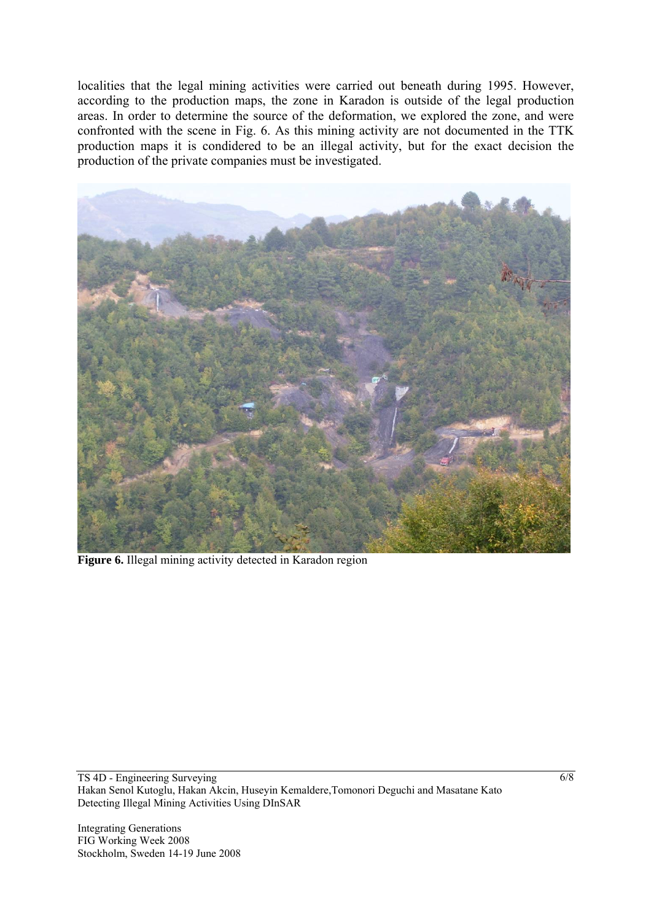localities that the legal mining activities were carried out beneath during 1995. However, according to the production maps, the zone in Karadon is outside of the legal production areas. In order to determine the source of the deformation, we explored the zone, and were confronted with the scene in Fig. 6. As this mining activity are not documented in the TTK production maps it is condidered to be an illegal activity, but for the exact decision the production of the private companies must be investigated.

**Figure 6.** Illegal mining activity detected in Karadon region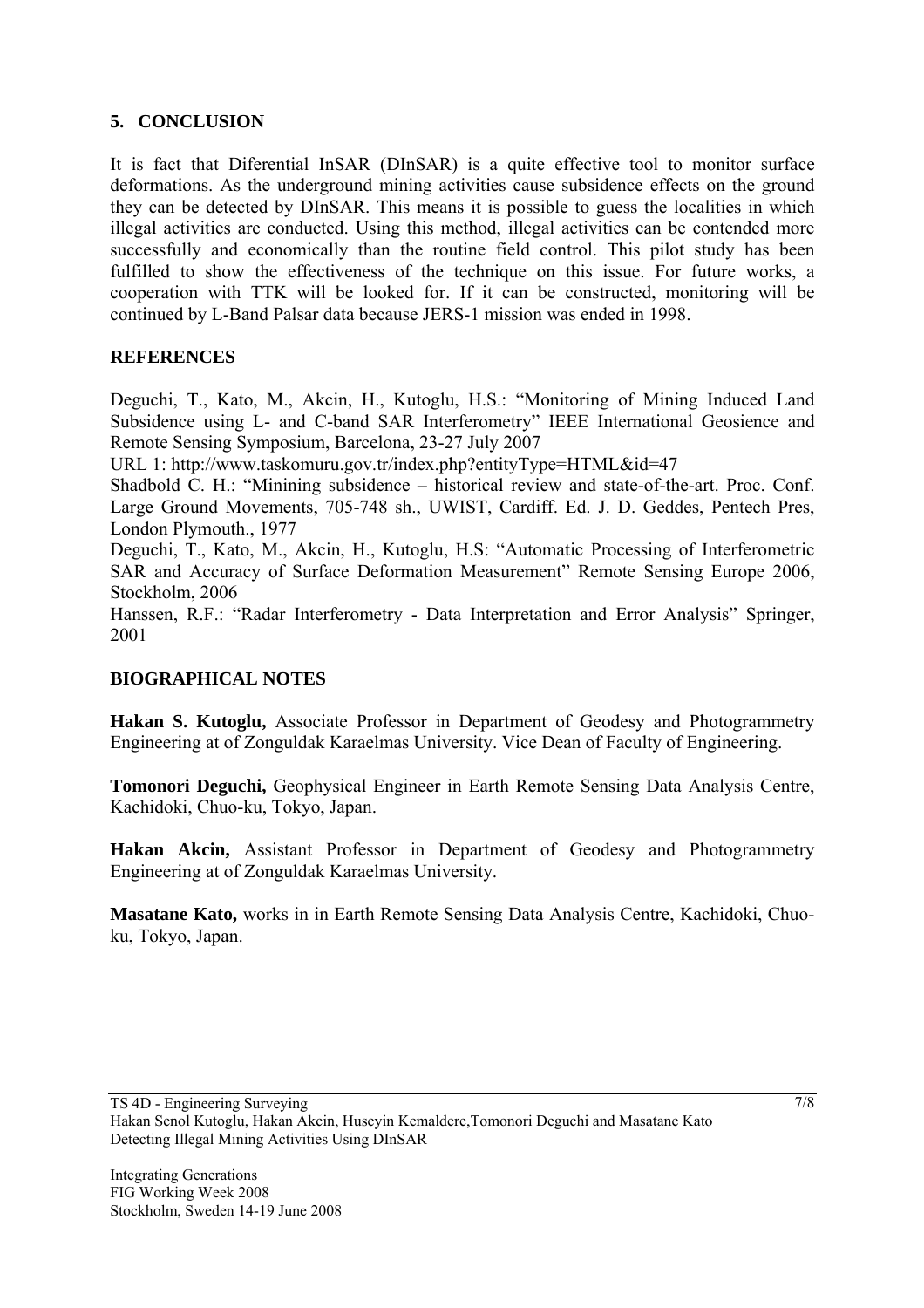## 5. CONCLUSION

It is fact that Diferential InSAR (DInSAR) is a quite effective tool to monitor surface deformations. As the underground mining activities cause subsidence effects on the ground they can be detected by DInSAR. This means it is possible to guess the localities in which illegal activities are conducted. Using this method, illegal activities can be contended more successfully and economically than the routine field control. This pilot study has been fulfilled to show the effectiveness of the technique on this issue. For future works, a cooperation with TTK will be looked for. If it can be constructed, monitoring will be continued by L-Band Palsar data because JERS-1 mission was ended in 1998.

## REFERENCES

Deguchi, T., Kato, M., Akcin, H., Kutoglu, H.S.: "Monitoring of Mining Induced Land Subsidence using L- and C-band SAR Interferometry" IEEE International Geosience and Remote Sensing Symposium, Barcelona, 23-27 July 2007

URL 1: http://www.taskomuru.gov.tr/index.php?entityType=HTML&id=47

Shadbold C. H.: "Minining subsidence – historical review and state-of-the-art. Proc. Conf. Large Ground Movements, 705-748 sh., UWIST, Cardiff. Ed. J. D. Geddes, Pentech Pres, London Plymouth., 1977

Deguchi, T., Kato, M., Akcin, H., Kutoglu, H.S: "Automatic Processing of Interferometric SAR and Accuracy of Surface Deformation Measurement" Remote Sensing Europe 2006, Stockholm, 2006

Hanssen, R.F.: "Radar Interferometry - Data Interpretation and Error Analysis" Springer, 2001

## BIOGRAPHICAL NOTES

**Hakan S. Kutoglu,** Associate Professor in Department of Geodesy and Photogrammetry Engineering at of Zonguldak Karaelmas University. Vice Dean of Faculty of Engineering.

**Tomonori Deguchi,** Geophysical Engineer in Earth Remote Sensing Data Analysis Centre, Kachidoki, Chuo-ku, Tokyo, Japan.

**Hakan Akcin,** Assistant Professor in Department of Geodesy and Photogrammetry Engineering at of Zonguldak Karaelmas University.

**Masatane Kato,** works in in Earth Remote Sensing Data Analysis Centre, Kachidoki, Chuo-ku, Tokyo, Japan.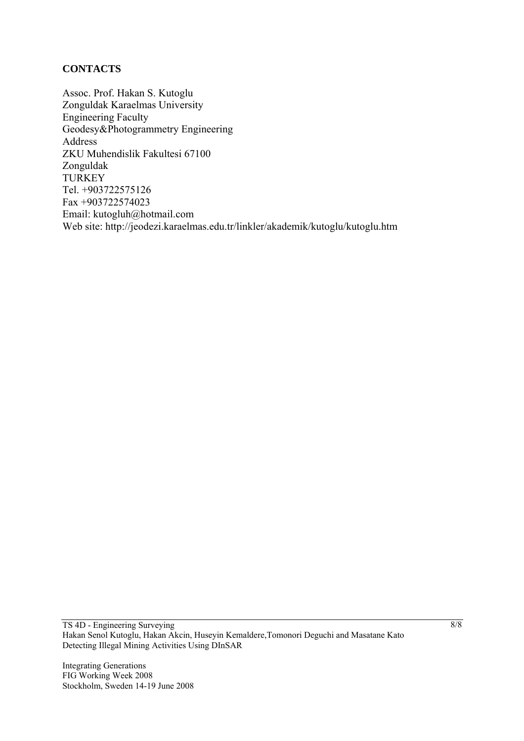**CONTACTS**

Assoc. Prof. Hakan S. Kutoglu
Zonguldak Karaelmas University
Engineering Faculty
Geodesy&Photogrammetry Engineering
Address
ZKU Muhendislik Fakultesi 67100
Zonguldak
TURKEY
Tel. +903722575126
Fax +903722574023
Email: kutogluh@hotmail.com
Web site: http://jeodezi.karaelmas.edu.tr/linkler/akademik/kutoglu/kutoglu.htm